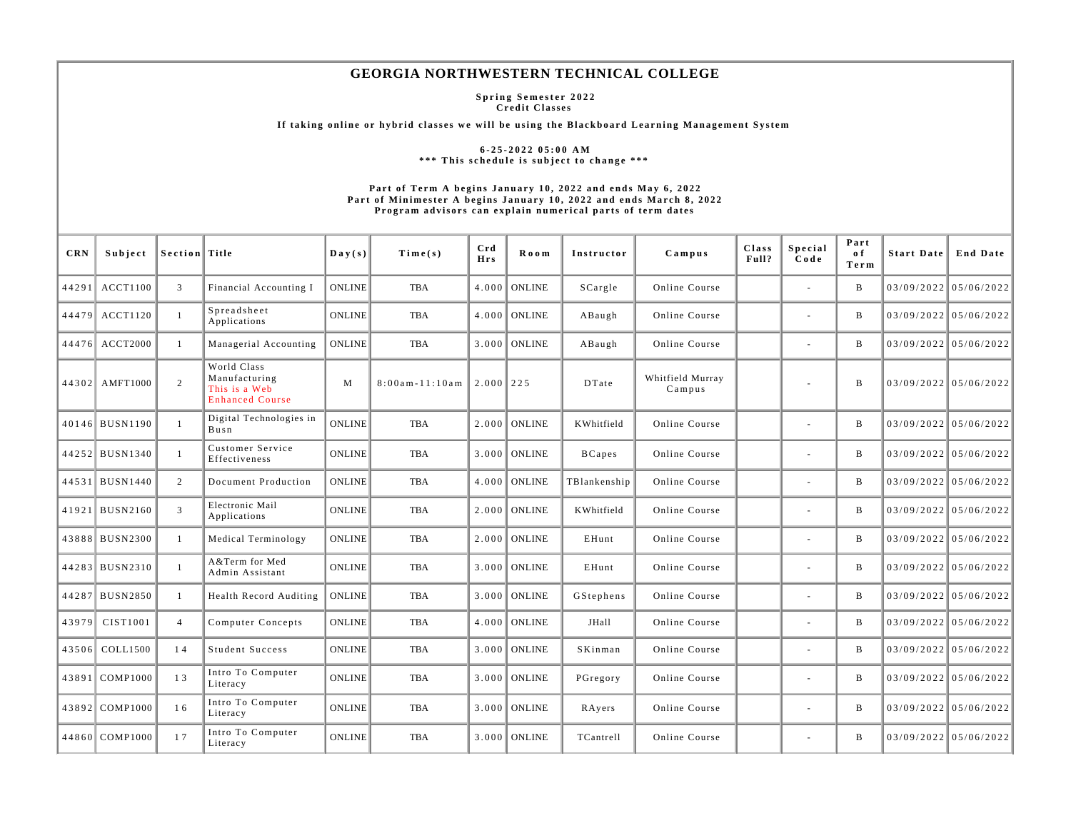# GEORGIA NORTHWESTERN TECHNICAL COLLEGE

**Spring Semester 2022**
**Credit Classes**

**If taking online or hybrid classes we will be using the Blackboard Learning Management System**

**6-25-2022 05:00 AM**
**\*\*\* This schedule is subject to change \*\*\***

**Part of Term A begins January 10, 2022 and ends May 6, 2022**
**Part of Minimester A begins January 10, 2022 and ends March 8, 2022**
**Program advisors can explain numerical parts of term dates**

| CRN | Subject | Section | Title | Day(s) | Time(s) | Crd Hrs | Room | Instructor | Campus | Class Full? | Special Code | Part of Term | Start Date | End Date |
|---|---|---|---|---|---|---|---|---|---|---|---|---|---|---|
| 44291 | ACCT1100 | 3 | Financial Accounting I | ONLINE | TBA | 4.000 | ONLINE | SCargle | Online Course | | - | B | 03/09/2022 | 05/06/2022 |
| 44479 | ACCT1120 | 1 | Spreadsheet Applications | ONLINE | TBA | 4.000 | ONLINE | ABaugh | Online Course | | - | B | 03/09/2022 | 05/06/2022 |
| 44476 | ACCT2000 | 1 | Managerial Accounting | ONLINE | TBA | 3.000 | ONLINE | ABaugh | Online Course | | - | B | 03/09/2022 | 05/06/2022 |
| 44302 | AMFT1000 | 2 | World Class Manufacturing This is a Web Enhanced Course | M | 8:00am-11:10am | 2.000 | 225 | DTate | Whitfield Murray Campus | | - | B | 03/09/2022 | 05/06/2022 |
| 40146 | BUSN1190 | 1 | Digital Technologies in Busn | ONLINE | TBA | 2.000 | ONLINE | KWhitfield | Online Course | | - | B | 03/09/2022 | 05/06/2022 |
| 44252 | BUSN1340 | 1 | Customer Service Effectiveness | ONLINE | TBA | 3.000 | ONLINE | BCapes | Online Course | | - | B | 03/09/2022 | 05/06/2022 |
| 44531 | BUSN1440 | 2 | Document Production | ONLINE | TBA | 4.000 | ONLINE | TBlankenship | Online Course | | - | B | 03/09/2022 | 05/06/2022 |
| 41921 | BUSN2160 | 3 | Electronic Mail Applications | ONLINE | TBA | 2.000 | ONLINE | KWhitfield | Online Course | | - | B | 03/09/2022 | 05/06/2022 |
| 43888 | BUSN2300 | 1 | Medical Terminology | ONLINE | TBA | 2.000 | ONLINE | EHunt | Online Course | | - | B | 03/09/2022 | 05/06/2022 |
| 44283 | BUSN2310 | 1 | A&Term for Med Admin Assistant | ONLINE | TBA | 3.000 | ONLINE | EHunt | Online Course | | - | B | 03/09/2022 | 05/06/2022 |
| 44287 | BUSN2850 | 1 | Health Record Auditing | ONLINE | TBA | 3.000 | ONLINE | GStephens | Online Course | | - | B | 03/09/2022 | 05/06/2022 |
| 43979 | CIST1001 | 4 | Computer Concepts | ONLINE | TBA | 4.000 | ONLINE | JHall | Online Course | | - | B | 03/09/2022 | 05/06/2022 |
| 43506 | COLL1500 | 14 | Student Success | ONLINE | TBA | 3.000 | ONLINE | SKinman | Online Course | | - | B | 03/09/2022 | 05/06/2022 |
| 43891 | COMP1000 | 13 | Intro To Computer Literacy | ONLINE | TBA | 3.000 | ONLINE | PGregory | Online Course | | - | B | 03/09/2022 | 05/06/2022 |
| 43892 | COMP1000 | 16 | Intro To Computer Literacy | ONLINE | TBA | 3.000 | ONLINE | RAyers | Online Course | | - | B | 03/09/2022 | 05/06/2022 |
| 44860 | COMP1000 | 17 | Intro To Computer Literacy | ONLINE | TBA | 3.000 | ONLINE | TCantrell | Online Course | | - | B | 03/09/2022 | 05/06/2022 |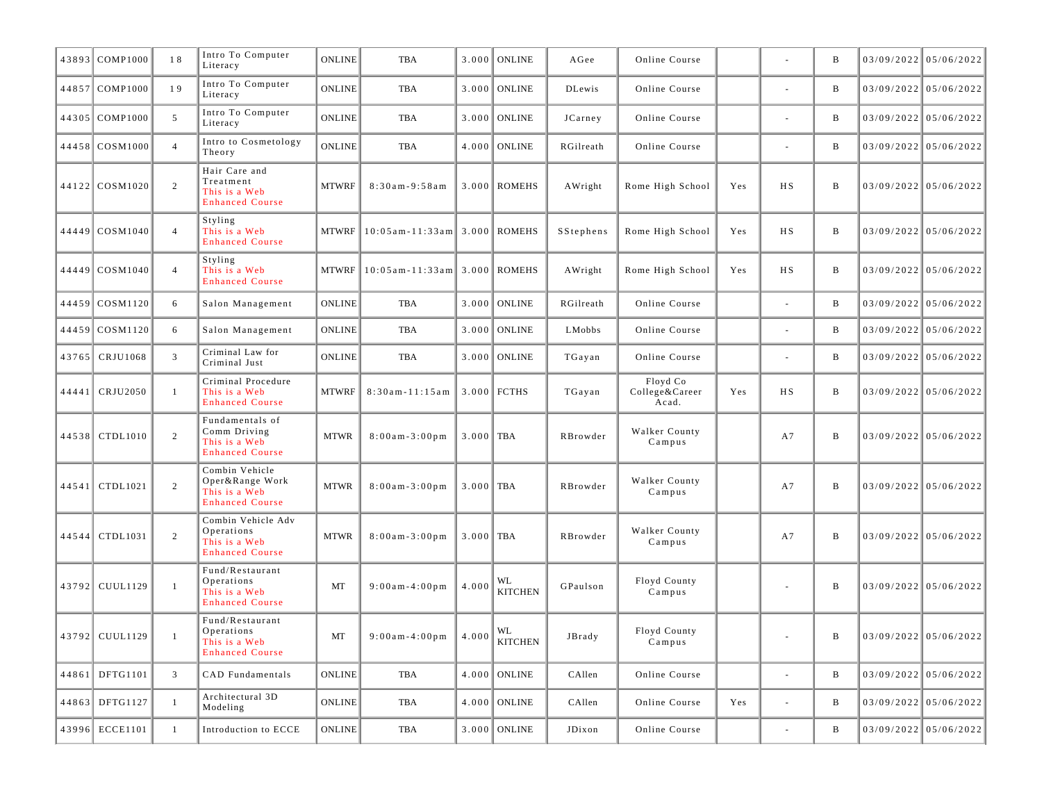| | | | | | | | | | | | | | | |
|---|---|---|---|---|---|---|---|---|---|---|---|---|---|---|
| 43893 | COMP1000 | 18 | Intro To Computer Literacy | ONLINE | TBA | 3.000 | ONLINE | AGee | Online Course | | - | B | 03/09/2022 | 05/06/2022 |
| 44857 | COMP1000 | 19 | Intro To Computer Literacy | ONLINE | TBA | 3.000 | ONLINE | DLewis | Online Course | | - | B | 03/09/2022 | 05/06/2022 |
| 44305 | COMP1000 | 5 | Intro To Computer Literacy | ONLINE | TBA | 3.000 | ONLINE | JCarney | Online Course | | - | B | 03/09/2022 | 05/06/2022 |
| 44458 | COSM1000 | 4 | Intro to Cosmetology Theory | ONLINE | TBA | 4.000 | ONLINE | RGilreath | Online Course | | - | B | 03/09/2022 | 05/06/2022 |
| 44122 | COSM1020 | 2 | Hair Care and Treatment This is a Web Enhanced Course | MTWRF | 8:30am-9:58am | 3.000 | ROMEHS | AWright | Rome High School | Yes | HS | B | 03/09/2022 | 05/06/2022 |
| 44449 | COSM1040 | 4 | Styling This is a Web Enhanced Course | MTWRF | 10:05am-11:33am | 3.000 | ROMEHS | SStephens | Rome High School | Yes | HS | B | 03/09/2022 | 05/06/2022 |
| 44449 | COSM1040 | 4 | Styling This is a Web Enhanced Course | MTWRF | 10:05am-11:33am | 3.000 | ROMEHS | AWright | Rome High School | Yes | HS | B | 03/09/2022 | 05/06/2022 |
| 44459 | COSM1120 | 6 | Salon Management | ONLINE | TBA | 3.000 | ONLINE | RGilreath | Online Course | | - | B | 03/09/2022 | 05/06/2022 |
| 44459 | COSM1120 | 6 | Salon Management | ONLINE | TBA | 3.000 | ONLINE | LMobbs | Online Course | | - | B | 03/09/2022 | 05/06/2022 |
| 43765 | CRJU1068 | 3 | Criminal Law for Criminal Just | ONLINE | TBA | 3.000 | ONLINE | TGayan | Online Course | | - | B | 03/09/2022 | 05/06/2022 |
| 44441 | CRJU2050 | 1 | Criminal Procedure This is a Web Enhanced Course | MTWRF | 8:30am-11:15am | 3.000 | FCTHS | TGayan | Floyd Co College&Career Acad. | Yes | HS | B | 03/09/2022 | 05/06/2022 |
| 44538 | CTDL1010 | 2 | Fundamentals of Comm Driving This is a Web Enhanced Course | MTWR | 8:00am-3:00pm | 3.000 | TBA | RBrowder | Walker County Campus | | A7 | B | 03/09/2022 | 05/06/2022 |
| 44541 | CTDL1021 | 2 | Combin Vehicle Oper&Range Work This is a Web Enhanced Course | MTWR | 8:00am-3:00pm | 3.000 | TBA | RBrowder | Walker County Campus | | A7 | B | 03/09/2022 | 05/06/2022 |
| 44544 | CTDL1031 | 2 | Combin Vehicle Adv Operations This is a Web Enhanced Course | MTWR | 8:00am-3:00pm | 3.000 | TBA | RBrowder | Walker County Campus | | A7 | B | 03/09/2022 | 05/06/2022 |
| 43792 | CUUL1129 | 1 | Fund/Restaurant Operations This is a Web Enhanced Course | MT | 9:00am-4:00pm | 4.000 | WL KITCHEN | GPaulson | Floyd County Campus | | - | B | 03/09/2022 | 05/06/2022 |
| 43792 | CUUL1129 | 1 | Fund/Restaurant Operations This is a Web Enhanced Course | MT | 9:00am-4:00pm | 4.000 | WL KITCHEN | JBrady | Floyd County Campus | | - | B | 03/09/2022 | 05/06/2022 |
| 44861 | DFTG1101 | 3 | CAD Fundamentals | ONLINE | TBA | 4.000 | ONLINE | CAllen | Online Course | | - | B | 03/09/2022 | 05/06/2022 |
| 44863 | DFTG1127 | 1 | Architectural 3D Modeling | ONLINE | TBA | 4.000 | ONLINE | CAllen | Online Course | Yes | - | B | 03/09/2022 | 05/06/2022 |
| 43996 | ECCE1101 | 1 | Introduction to ECCE | ONLINE | TBA | 3.000 | ONLINE | JDixon | Online Course | | - | B | 03/09/2022 | 05/06/2022 |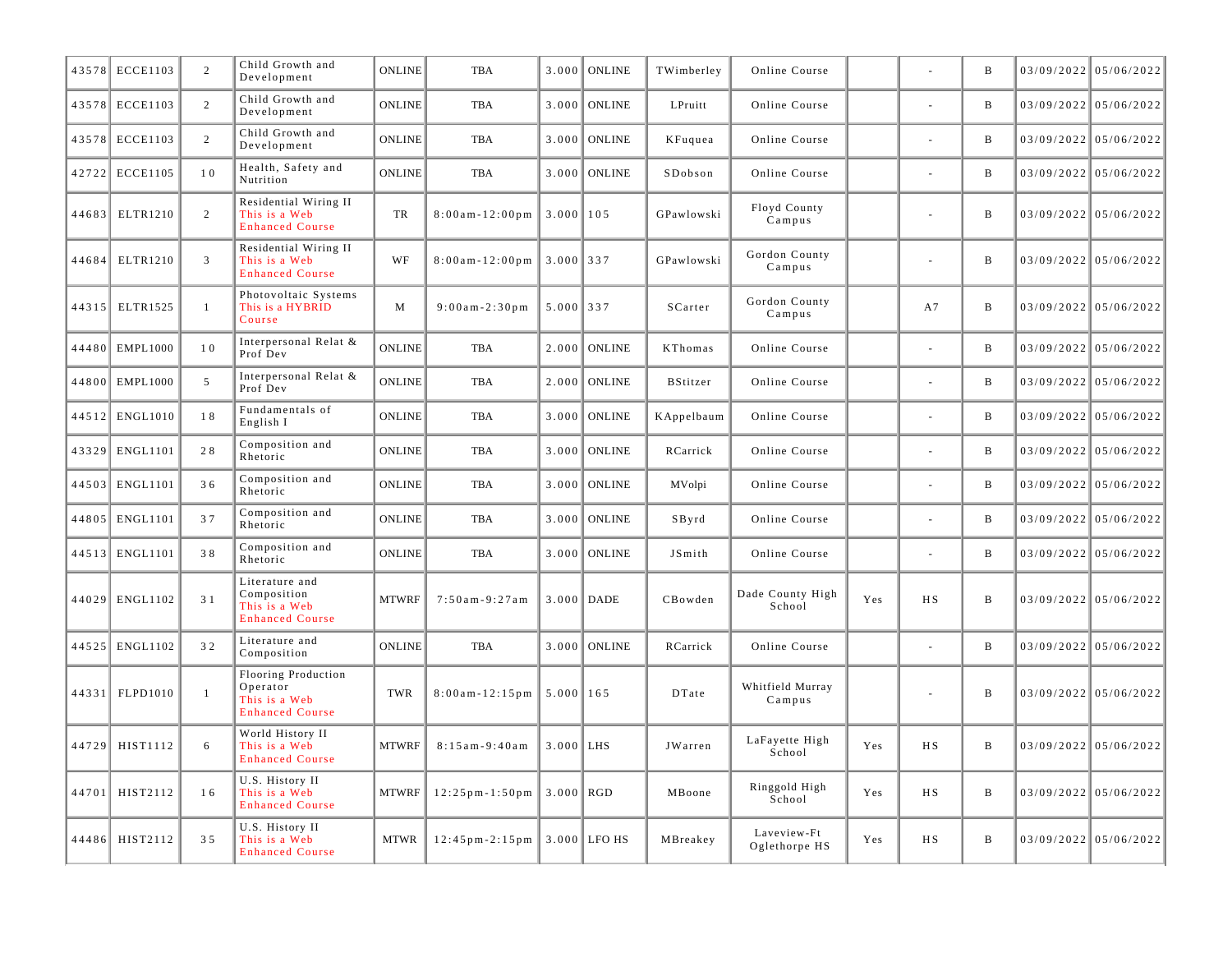| | | | | | | | | | | | | | | |
|---|---|---|---|---|---|---|---|---|---|---|---|---|---|---|
| 43578 | ECCE1103 | 2 | Child Growth and Development | ONLINE | TBA | 3.000 | ONLINE | TWimberley | Online Course | | - | B | 03/09/2022 | 05/06/2022 |
| 43578 | ECCE1103 | 2 | Child Growth and Development | ONLINE | TBA | 3.000 | ONLINE | LPruitt | Online Course | | - | B | 03/09/2022 | 05/06/2022 |
| 43578 | ECCE1103 | 2 | Child Growth and Development | ONLINE | TBA | 3.000 | ONLINE | KFuquea | Online Course | | - | B | 03/09/2022 | 05/06/2022 |
| 42722 | ECCE1105 | 10 | Health, Safety and Nutrition | ONLINE | TBA | 3.000 | ONLINE | SDobson | Online Course | | - | B | 03/09/2022 | 05/06/2022 |
| 44683 | ELTR1210 | 2 | Residential Wiring II This is a Web Enhanced Course | TR | 8:00am-12:00pm | 3.000 | 105 | GPawlowski | Floyd County Campus | | - | B | 03/09/2022 | 05/06/2022 |
| 44684 | ELTR1210 | 3 | Residential Wiring II This is a Web Enhanced Course | WF | 8:00am-12:00pm | 3.000 | 337 | GPawlowski | Gordon County Campus | | - | B | 03/09/2022 | 05/06/2022 |
| 44315 | ELTR1525 | 1 | Photovoltaic Systems This is a HYBRID Course | M | 9:00am-2:30pm | 5.000 | 337 | SCarter | Gordon County Campus | | A7 | B | 03/09/2022 | 05/06/2022 |
| 44480 | EMPL1000 | 10 | Interpersonal Relat & Prof Dev | ONLINE | TBA | 2.000 | ONLINE | KThomas | Online Course | | - | B | 03/09/2022 | 05/06/2022 |
| 44800 | EMPL1000 | 5 | Interpersonal Relat & Prof Dev | ONLINE | TBA | 2.000 | ONLINE | BStitzer | Online Course | | - | B | 03/09/2022 | 05/06/2022 |
| 44512 | ENGL1010 | 18 | Fundamentals of English I | ONLINE | TBA | 3.000 | ONLINE | KAppelbaum | Online Course | | - | B | 03/09/2022 | 05/06/2022 |
| 43329 | ENGL1101 | 28 | Composition and Rhetoric | ONLINE | TBA | 3.000 | ONLINE | RCarrick | Online Course | | - | B | 03/09/2022 | 05/06/2022 |
| 44503 | ENGL1101 | 36 | Composition and Rhetoric | ONLINE | TBA | 3.000 | ONLINE | MVolpi | Online Course | | - | B | 03/09/2022 | 05/06/2022 |
| 44805 | ENGL1101 | 37 | Composition and Rhetoric | ONLINE | TBA | 3.000 | ONLINE | SByrd | Online Course | | - | B | 03/09/2022 | 05/06/2022 |
| 44513 | ENGL1101 | 38 | Composition and Rhetoric | ONLINE | TBA | 3.000 | ONLINE | JSmith | Online Course | | - | B | 03/09/2022 | 05/06/2022 |
| 44029 | ENGL1102 | 31 | Literature and Composition This is a Web Enhanced Course | MTWRF | 7:50am-9:27am | 3.000 | DADE | CBowden | Dade County High School | Yes | HS | B | 03/09/2022 | 05/06/2022 |
| 44525 | ENGL1102 | 32 | Literature and Composition | ONLINE | TBA | 3.000 | ONLINE | RCarrick | Online Course | | - | B | 03/09/2022 | 05/06/2022 |
| 44331 | FLPD1010 | 1 | Flooring Production Operator This is a Web Enhanced Course | TWR | 8:00am-12:15pm | 5.000 | 165 | DTate | Whitfield Murray Campus | | - | B | 03/09/2022 | 05/06/2022 |
| 44729 | HIST1112 | 6 | World History II This is a Web Enhanced Course | MTWRF | 8:15am-9:40am | 3.000 | LHS | JWarren | LaFayette High School | Yes | HS | B | 03/09/2022 | 05/06/2022 |
| 44701 | HIST2112 | 16 | U.S. History II This is a Web Enhanced Course | MTWRF | 12:25pm-1:50pm | 3.000 | RGD | MBoone | Ringgold High School | Yes | HS | B | 03/09/2022 | 05/06/2022 |
| 44486 | HIST2112 | 35 | U.S. History II This is a Web Enhanced Course | MTWR | 12:45pm-2:15pm | 3.000 | LFO HS | MBreakey | Laveview-Ft Oglethorpe HS | Yes | HS | B | 03/09/2022 | 05/06/2022 |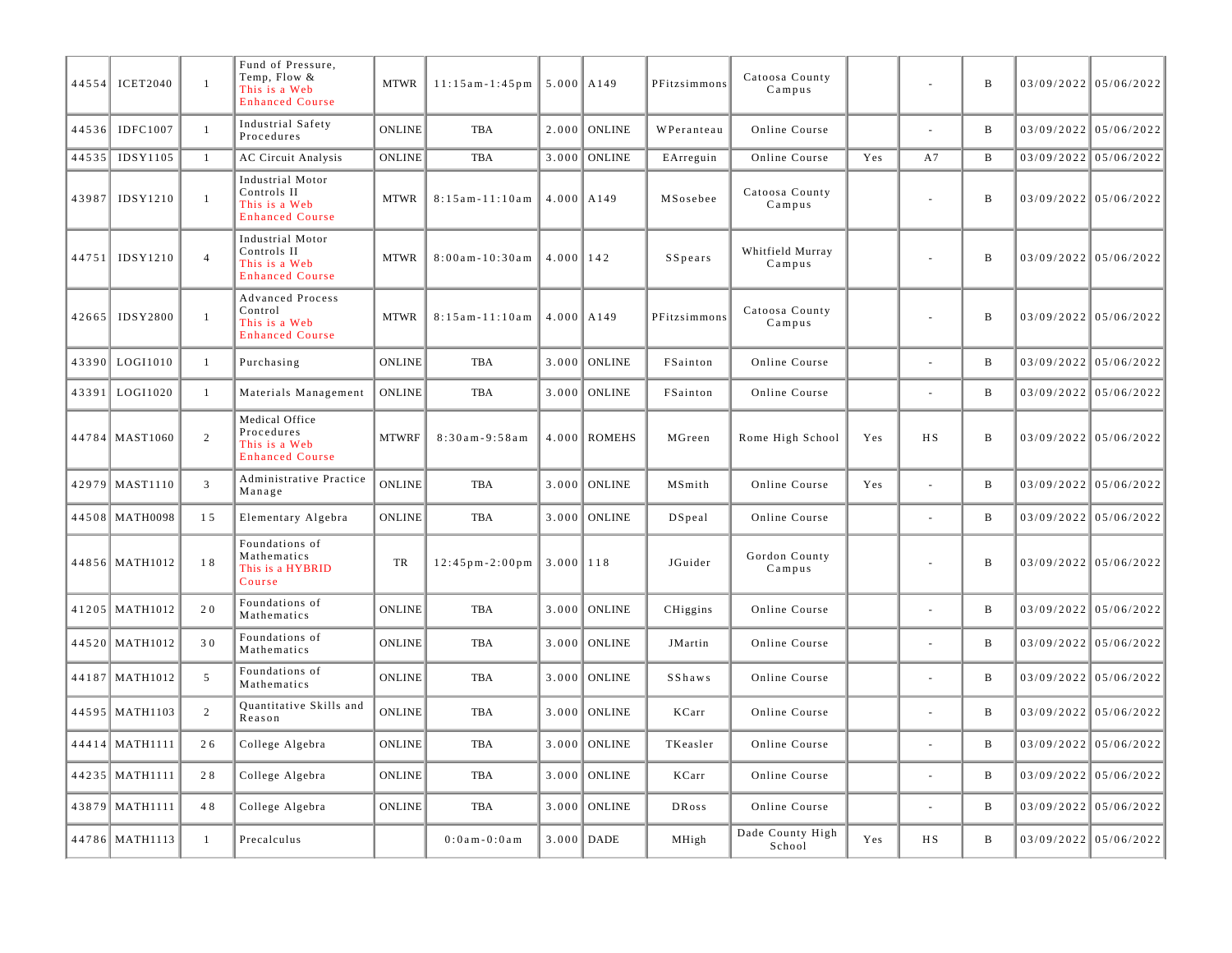| | | | | | | | | | | | | | | |
|---|---|---|---|---|---|---|---|---|---|---|---|---|---|---|
| 44554 | ICET2040 | 1 | Fund of Pressure, Temp, Flow & This is a Web Enhanced Course | MTWR | 11:15am-1:45pm | 5.000 | A149 | PFitzsimmons | Catoosa County Campus | | - | B | 03/09/2022 | 05/06/2022 |
| 44536 | IDFC1007 | 1 | Industrial Safety Procedures | ONLINE | TBA | 2.000 | ONLINE | WPeranteau | Online Course | | - | B | 03/09/2022 | 05/06/2022 |
| 44535 | IDSY1105 | 1 | AC Circuit Analysis | ONLINE | TBA | 3.000 | ONLINE | EArreguin | Online Course | Yes | A7 | B | 03/09/2022 | 05/06/2022 |
| 43987 | IDSY1210 | 1 | Industrial Motor Controls II This is a Web Enhanced Course | MTWR | 8:15am-11:10am | 4.000 | A149 | MSosebee | Catoosa County Campus | | - | B | 03/09/2022 | 05/06/2022 |
| 44751 | IDSY1210 | 4 | Industrial Motor Controls II This is a Web Enhanced Course | MTWR | 8:00am-10:30am | 4.000 | 142 | SSpears | Whitfield Murray Campus | | - | B | 03/09/2022 | 05/06/2022 |
| 42665 | IDSY2800 | 1 | Advanced Process Control This is a Web Enhanced Course | MTWR | 8:15am-11:10am | 4.000 | A149 | PFitzsimmons | Catoosa County Campus | | - | B | 03/09/2022 | 05/06/2022 |
| 43390 | LOGI1010 | 1 | Purchasing | ONLINE | TBA | 3.000 | ONLINE | FSainton | Online Course | | - | B | 03/09/2022 | 05/06/2022 |
| 43391 | LOGI1020 | 1 | Materials Management | ONLINE | TBA | 3.000 | ONLINE | FSainton | Online Course | | - | B | 03/09/2022 | 05/06/2022 |
| 44784 | MAST1060 | 2 | Medical Office Procedures This is a Web Enhanced Course | MTWRF | 8:30am-9:58am | 4.000 | ROMEHS | MGreen | Rome High School | Yes | HS | B | 03/09/2022 | 05/06/2022 |
| 42979 | MAST1110 | 3 | Administrative Practice Manage | ONLINE | TBA | 3.000 | ONLINE | MSmith | Online Course | Yes | - | B | 03/09/2022 | 05/06/2022 |
| 44508 | MATH0098 | 15 | Elementary Algebra | ONLINE | TBA | 3.000 | ONLINE | DSpeal | Online Course | | - | B | 03/09/2022 | 05/06/2022 |
| 44856 | MATH1012 | 18 | Foundations of Mathematics This is a HYBRID Course | TR | 12:45pm-2:00pm | 3.000 | 118 | JGuider | Gordon County Campus | | - | B | 03/09/2022 | 05/06/2022 |
| 41205 | MATH1012 | 20 | Foundations of Mathematics | ONLINE | TBA | 3.000 | ONLINE | CHiggins | Online Course | | - | B | 03/09/2022 | 05/06/2022 |
| 44520 | MATH1012 | 30 | Foundations of Mathematics | ONLINE | TBA | 3.000 | ONLINE | JMartin | Online Course | | - | B | 03/09/2022 | 05/06/2022 |
| 44187 | MATH1012 | 5 | Foundations of Mathematics | ONLINE | TBA | 3.000 | ONLINE | SShaws | Online Course | | - | B | 03/09/2022 | 05/06/2022 |
| 44595 | MATH1103 | 2 | Quantitative Skills and Reason | ONLINE | TBA | 3.000 | ONLINE | KCarr | Online Course | | - | B | 03/09/2022 | 05/06/2022 |
| 44414 | MATH1111 | 26 | College Algebra | ONLINE | TBA | 3.000 | ONLINE | TKeasler | Online Course | | - | B | 03/09/2022 | 05/06/2022 |
| 44235 | MATH1111 | 28 | College Algebra | ONLINE | TBA | 3.000 | ONLINE | KCarr | Online Course | | - | B | 03/09/2022 | 05/06/2022 |
| 43879 | MATH1111 | 48 | College Algebra | ONLINE | TBA | 3.000 | ONLINE | DRoss | Online Course | | - | B | 03/09/2022 | 05/06/2022 |
| 44786 | MATH1113 | 1 | Precalculus | | 0:0am-0:0am | 3.000 | DADE | MHigh | Dade County High School | Yes | HS | B | 03/09/2022 | 05/06/2022 |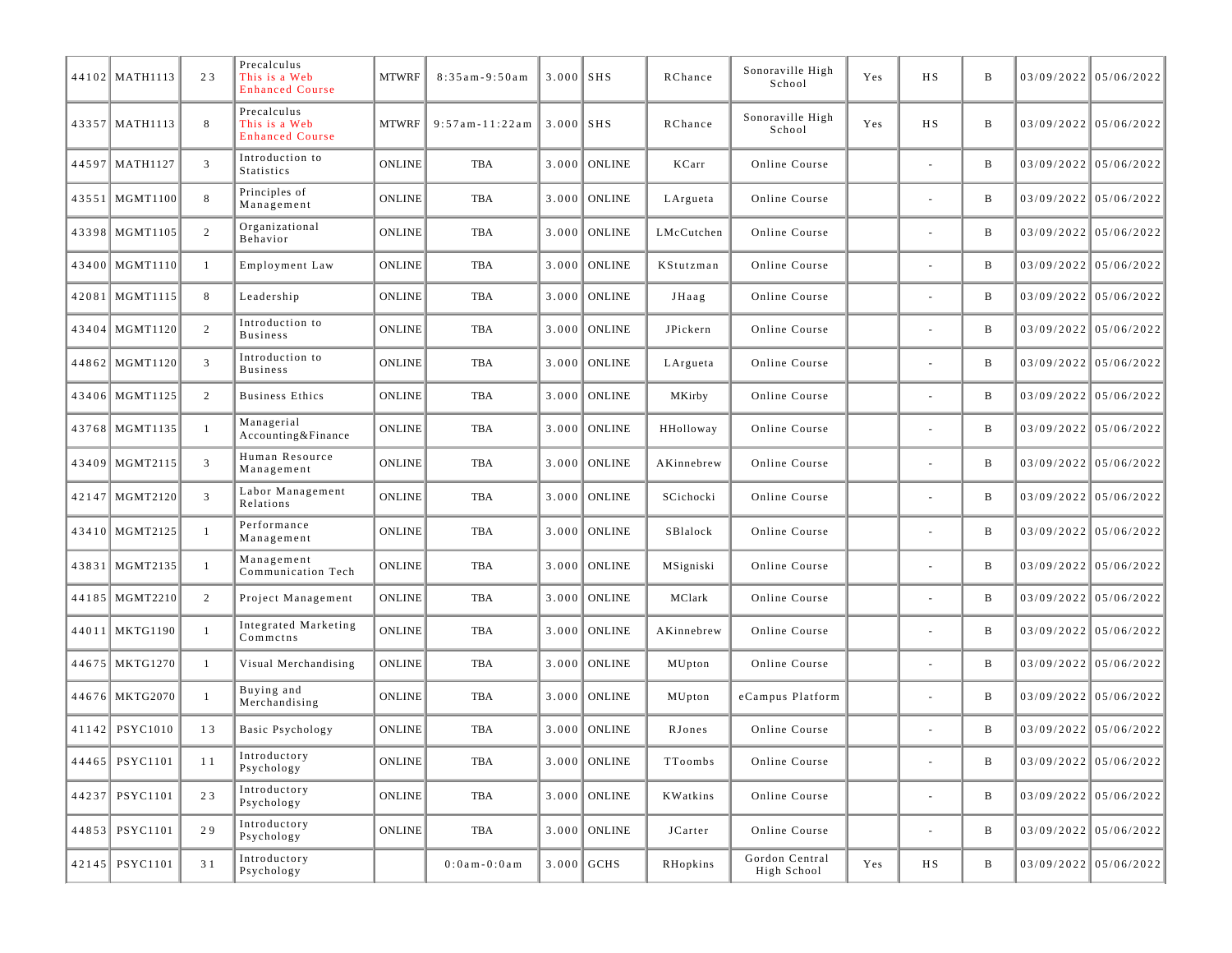| | | | | | | | | | | | | | |
|---|---|---|---|---|---|---|---|---|---|---|---|---|---|
| 44102 | MATH1113 | 23 | Precalculus This is a Web Enhanced Course | MTWRF | 8:35am-9:50am | 3.000 | SHS | RChance | Sonoraville High School | Yes | HS | B | 03/09/2022 | 05/06/2022 |
| 43357 | MATH1113 | 8 | Precalculus This is a Web Enhanced Course | MTWRF | 9:57am-11:22am | 3.000 | SHS | RChance | Sonoraville High School | Yes | HS | B | 03/09/2022 | 05/06/2022 |
| 44597 | MATH1127 | 3 | Introduction to Statistics | ONLINE | TBA | 3.000 | ONLINE | KCarr | Online Course | | - | B | 03/09/2022 | 05/06/2022 |
| 43551 | MGMT1100 | 8 | Principles of Management | ONLINE | TBA | 3.000 | ONLINE | LArgueta | Online Course | | - | B | 03/09/2022 | 05/06/2022 |
| 43398 | MGMT1105 | 2 | Organizational Behavior | ONLINE | TBA | 3.000 | ONLINE | LMcCutchen | Online Course | | - | B | 03/09/2022 | 05/06/2022 |
| 43400 | MGMT1110 | 1 | Employment Law | ONLINE | TBA | 3.000 | ONLINE | KStutzman | Online Course | | - | B | 03/09/2022 | 05/06/2022 |
| 42081 | MGMT1115 | 8 | Leadership | ONLINE | TBA | 3.000 | ONLINE | JHaag | Online Course | | - | B | 03/09/2022 | 05/06/2022 |
| 43404 | MGMT1120 | 2 | Introduction to Business | ONLINE | TBA | 3.000 | ONLINE | JPickern | Online Course | | - | B | 03/09/2022 | 05/06/2022 |
| 44862 | MGMT1120 | 3 | Introduction to Business | ONLINE | TBA | 3.000 | ONLINE | LArgueta | Online Course | | - | B | 03/09/2022 | 05/06/2022 |
| 43406 | MGMT1125 | 2 | Business Ethics | ONLINE | TBA | 3.000 | ONLINE | MKirby | Online Course | | - | B | 03/09/2022 | 05/06/2022 |
| 43768 | MGMT1135 | 1 | Managerial Accounting&Finance | ONLINE | TBA | 3.000 | ONLINE | HHolloway | Online Course | | - | B | 03/09/2022 | 05/06/2022 |
| 43409 | MGMT2115 | 3 | Human Resource Management | ONLINE | TBA | 3.000 | ONLINE | AKinnebrew | Online Course | | - | B | 03/09/2022 | 05/06/2022 |
| 42147 | MGMT2120 | 3 | Labor Management Relations | ONLINE | TBA | 3.000 | ONLINE | SCichocki | Online Course | | - | B | 03/09/2022 | 05/06/2022 |
| 43410 | MGMT2125 | 1 | Performance Management | ONLINE | TBA | 3.000 | ONLINE | SBlalock | Online Course | | - | B | 03/09/2022 | 05/06/2022 |
| 43831 | MGMT2135 | 1 | Management Communication Tech | ONLINE | TBA | 3.000 | ONLINE | MSigniski | Online Course | | - | B | 03/09/2022 | 05/06/2022 |
| 44185 | MGMT2210 | 2 | Project Management | ONLINE | TBA | 3.000 | ONLINE | MClark | Online Course | | - | B | 03/09/2022 | 05/06/2022 |
| 44011 | MKTG1190 | 1 | Integrated Marketing Commctns | ONLINE | TBA | 3.000 | ONLINE | AKinnebrew | Online Course | | - | B | 03/09/2022 | 05/06/2022 |
| 44675 | MKTG1270 | 1 | Visual Merchandising | ONLINE | TBA | 3.000 | ONLINE | MUpton | Online Course | | - | B | 03/09/2022 | 05/06/2022 |
| 44676 | MKTG2070 | 1 | Buying and Merchandising | ONLINE | TBA | 3.000 | ONLINE | MUpton | eCampus Platform | | - | B | 03/09/2022 | 05/06/2022 |
| 41142 | PSYC1010 | 13 | Basic Psychology | ONLINE | TBA | 3.000 | ONLINE | RJones | Online Course | | - | B | 03/09/2022 | 05/06/2022 |
| 44465 | PSYC1101 | 11 | Introductory Psychology | ONLINE | TBA | 3.000 | ONLINE | TToombs | Online Course | | - | B | 03/09/2022 | 05/06/2022 |
| 44237 | PSYC1101 | 23 | Introductory Psychology | ONLINE | TBA | 3.000 | ONLINE | KWatkins | Online Course | | - | B | 03/09/2022 | 05/06/2022 |
| 44853 | PSYC1101 | 29 | Introductory Psychology | ONLINE | TBA | 3.000 | ONLINE | JCarter | Online Course | | - | B | 03/09/2022 | 05/06/2022 |
| 42145 | PSYC1101 | 31 | Introductory Psychology | | 0:0am-0:0am | 3.000 | GCHS | RHopkins | Gordon Central High School | Yes | HS | B | 03/09/2022 | 05/06/2022 |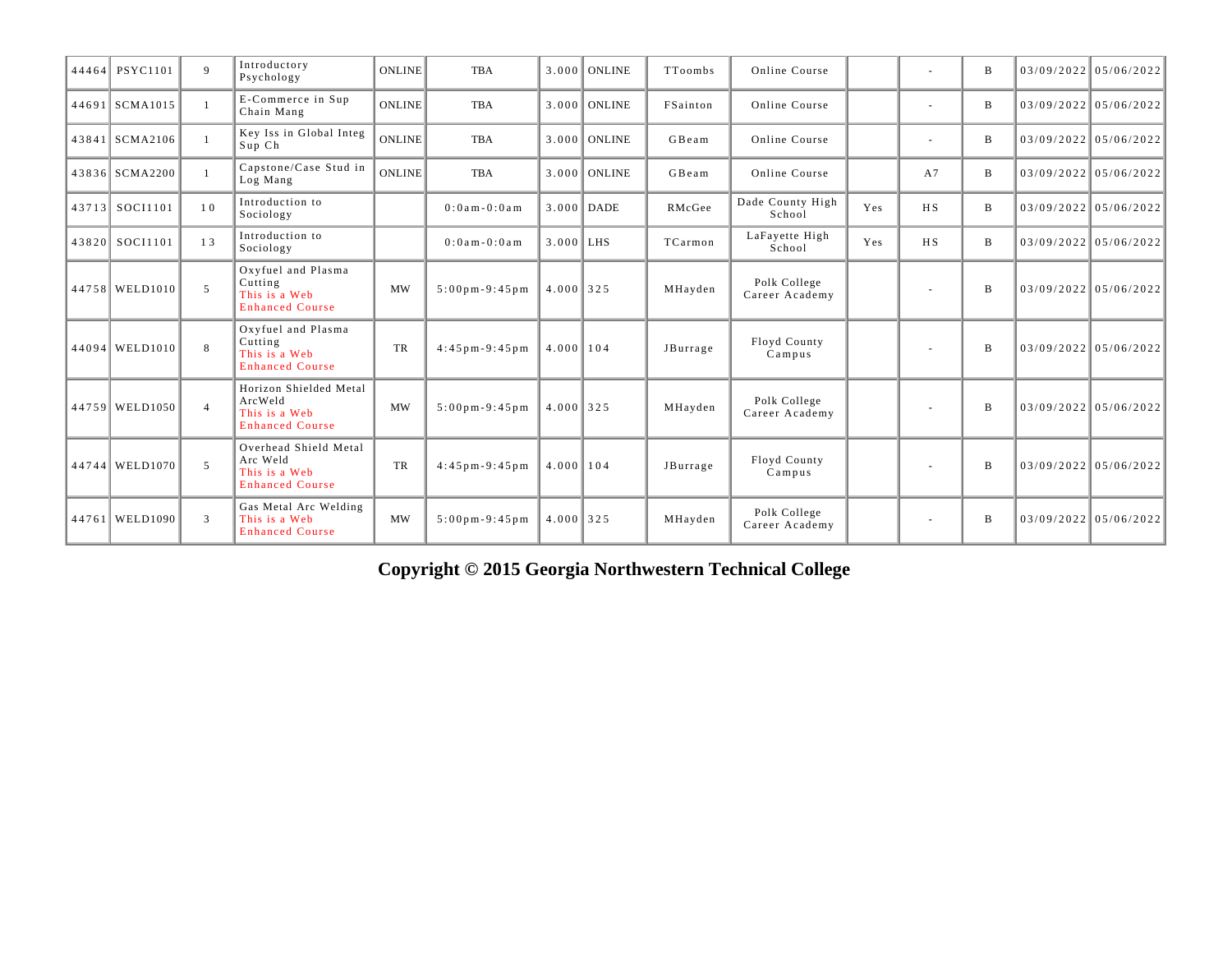| | | | | | | | | | | | | | | |
|---|---|---|---|---|---|---|---|---|---|---|---|---|---|---|
| 44464 | PSYC1101 | 9 | Introductory Psychology | ONLINE | TBA | 3.000 | ONLINE | TToombs | Online Course | | - | B | 03/09/2022 | 05/06/2022 |
| 44691 | SCMA1015 | 1 | E-Commerce in Sup Chain Mang | ONLINE | TBA | 3.000 | ONLINE | FSainton | Online Course | | - | B | 03/09/2022 | 05/06/2022 |
| 43841 | SCMA2106 | 1 | Key Iss in Global Integ Sup Ch | ONLINE | TBA | 3.000 | ONLINE | GBeam | Online Course | | - | B | 03/09/2022 | 05/06/2022 |
| 43836 | SCMA2200 | 1 | Capstone/Case Stud in Log Mang | ONLINE | TBA | 3.000 | ONLINE | GBeam | Online Course | | A7 | B | 03/09/2022 | 05/06/2022 |
| 43713 | SOCI1101 | 10 | Introduction to Sociology | | 0:0am-0:0am | 3.000 | DADE | RMcGee | Dade County High School | Yes | HS | B | 03/09/2022 | 05/06/2022 |
| 43820 | SOCI1101 | 13 | Introduction to Sociology | | 0:0am-0:0am | 3.000 | LHS | TCarmon | LaFayette High School | Yes | HS | B | 03/09/2022 | 05/06/2022 |
| 44758 | WELD1010 | 5 | Oxyfuel and Plasma Cutting This is a Web Enhanced Course | MW | 5:00pm-9:45pm | 4.000 | 325 | MHayden | Polk College Career Academy | | - | B | 03/09/2022 | 05/06/2022 |
| 44094 | WELD1010 | 8 | Oxyfuel and Plasma Cutting This is a Web Enhanced Course | TR | 4:45pm-9:45pm | 4.000 | 104 | JBurrage | Floyd County Campus | | - | B | 03/09/2022 | 05/06/2022 |
| 44759 | WELD1050 | 4 | Horizon Shielded Metal ArcWeld This is a Web Enhanced Course | MW | 5:00pm-9:45pm | 4.000 | 325 | MHayden | Polk College Career Academy | | - | B | 03/09/2022 | 05/06/2022 |
| 44744 | WELD1070 | 5 | Overhead Shield Metal Arc Weld This is a Web Enhanced Course | TR | 4:45pm-9:45pm | 4.000 | 104 | JBurrage | Floyd County Campus | | - | B | 03/09/2022 | 05/06/2022 |
| 44761 | WELD1090 | 3 | Gas Metal Arc Welding This is a Web Enhanced Course | MW | 5:00pm-9:45pm | 4.000 | 325 | MHayden | Polk College Career Academy | | - | B | 03/09/2022 | 05/06/2022 |

**Copyright © 2015 Georgia Northwestern Technical College**